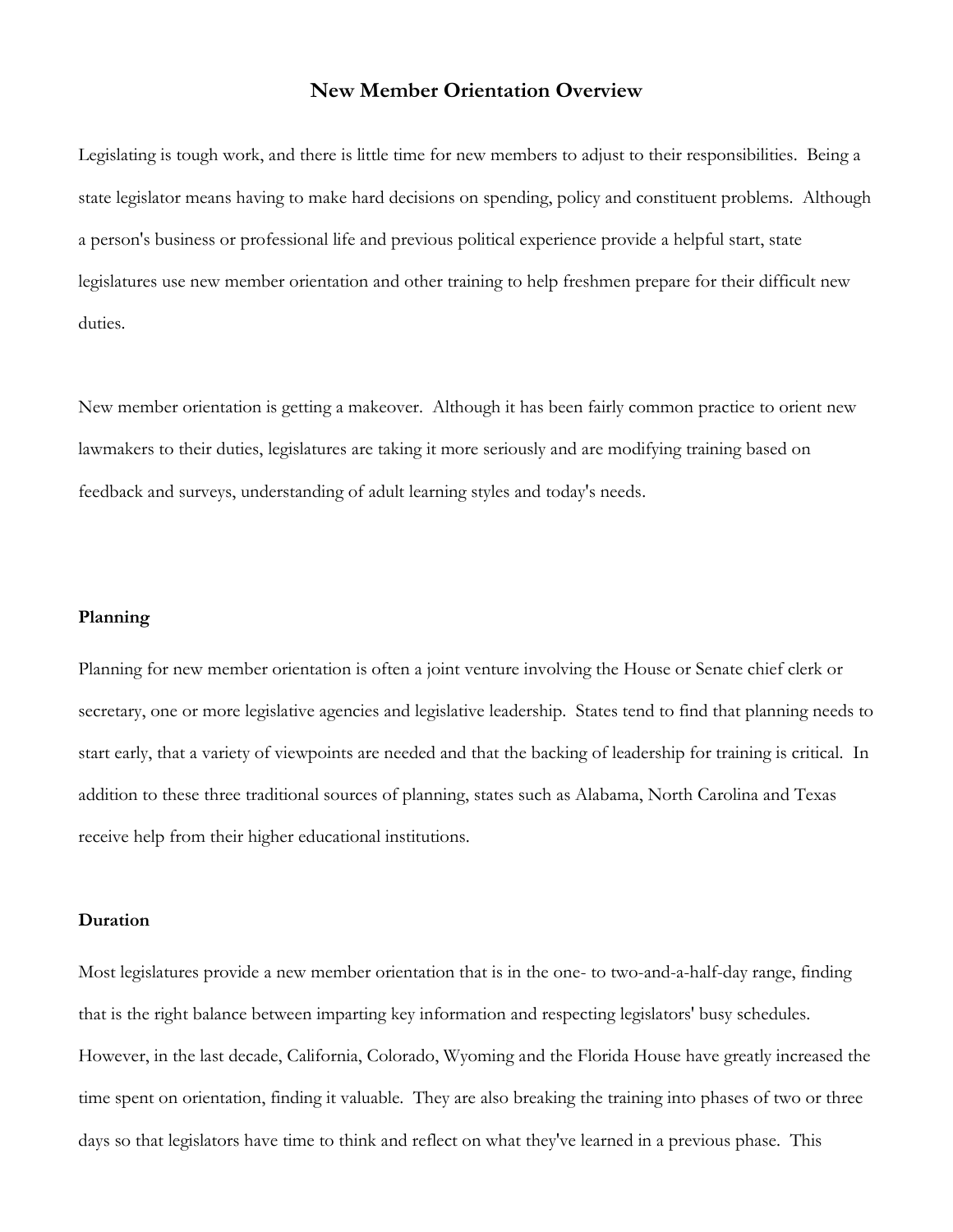# New Member Orientation Overview

Legislating is tough work, and there is little time for new members to adjust to their responsibilities. Being a state legislator means having to make hard decisions on spending, policy and constituent problems. Although a person's business or professional life and previous political experience provide a helpful start, state legislatures use new member orientation and other training to help freshmen prepare for their difficult new duties.

New member orientation is getting a makeover. Although it has been fairly common practice to orient new lawmakers to their duties, legislatures are taking it more seriously and are modifying training based on feedback and surveys, understanding of adult learning styles and today's needs.

## Planning

Planning for new member orientation is often a joint venture involving the House or Senate chief clerk or secretary, one or more legislative agencies and legislative leadership. States tend to find that planning needs to start early, that a variety of viewpoints are needed and that the backing of leadership for training is critical. In addition to these three traditional sources of planning, states such as Alabama, North Carolina and Texas receive help from their higher educational institutions.

## Duration

Most legislatures provide a new member orientation that is in the one- to two-and-a-half-day range, finding that is the right balance between imparting key information and respecting legislators' busy schedules. However, in the last decade, California, Colorado, Wyoming and the Florida House have greatly increased the time spent on orientation, finding it valuable. They are also breaking the training into phases of two or three days so that legislators have time to think and reflect on what they've learned in a previous phase. This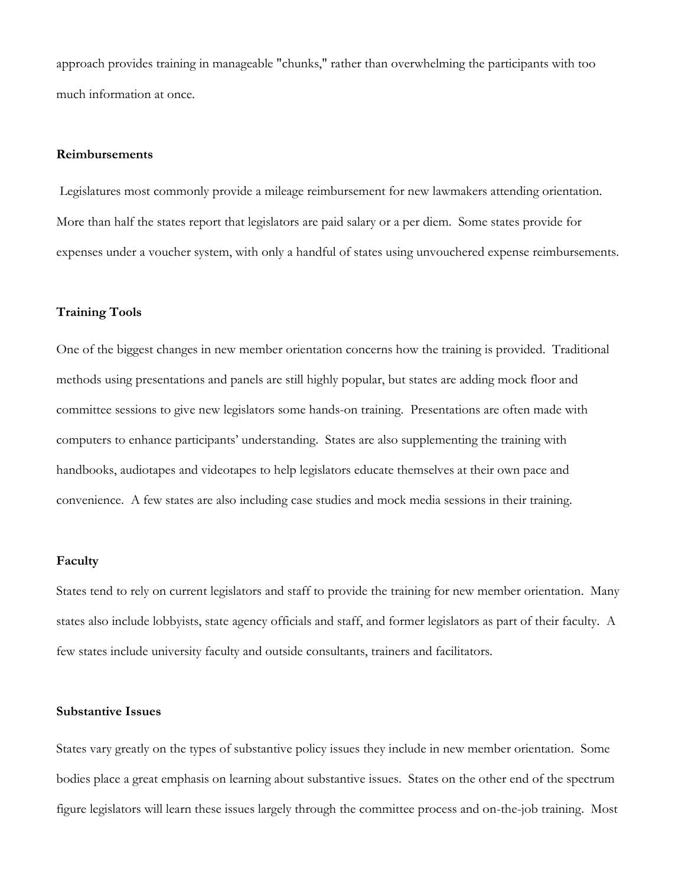approach provides training in manageable "chunks," rather than overwhelming the participants with too much information at once.

**Reimbursements**

Legislatures most commonly provide a mileage reimbursement for new lawmakers attending orientation. More than half the states report that legislators are paid salary or a per diem. Some states provide for expenses under a voucher system, with only a handful of states using unvouchered expense reimbursements.

**Training Tools**

One of the biggest changes in new member orientation concerns how the training is provided. Traditional methods using presentations and panels are still highly popular, but states are adding mock floor and committee sessions to give new legislators some hands-on training. Presentations are often made with computers to enhance participants' understanding. States are also supplementing the training with handbooks, audiotapes and videotapes to help legislators educate themselves at their own pace and convenience. A few states are also including case studies and mock media sessions in their training.

**Faculty**

States tend to rely on current legislators and staff to provide the training for new member orientation. Many states also include lobbyists, state agency officials and staff, and former legislators as part of their faculty. A few states include university faculty and outside consultants, trainers and facilitators.

**Substantive Issues**

States vary greatly on the types of substantive policy issues they include in new member orientation. Some bodies place a great emphasis on learning about substantive issues. States on the other end of the spectrum figure legislators will learn these issues largely through the committee process and on-the-job training. Most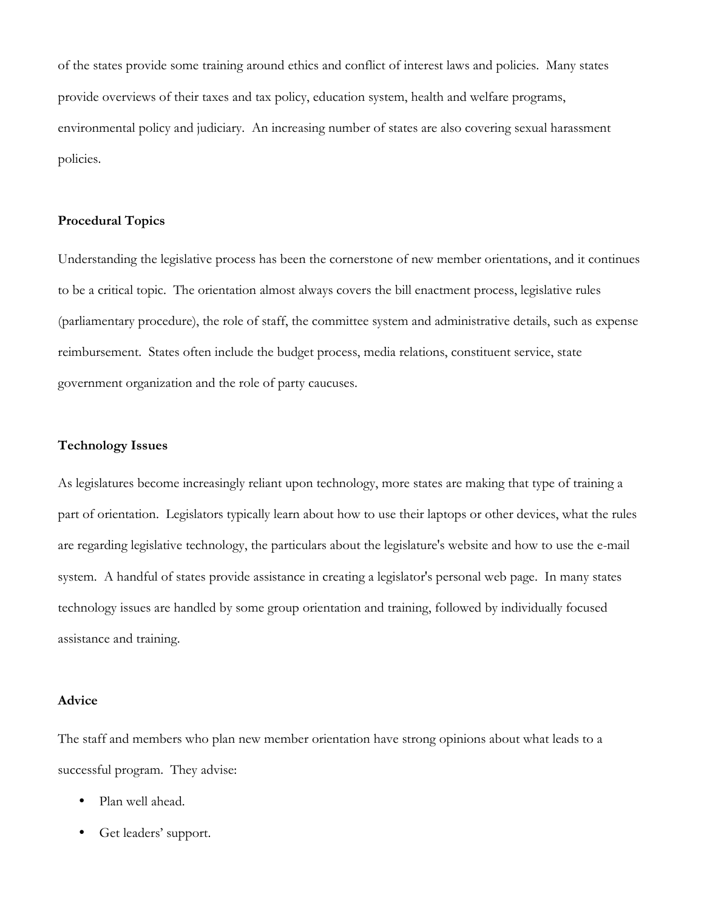of the states provide some training around ethics and conflict of interest laws and policies. Many states provide overviews of their taxes and tax policy, education system, health and welfare programs, environmental policy and judiciary. An increasing number of states are also covering sexual harassment policies.

**Procedural Topics**

Understanding the legislative process has been the cornerstone of new member orientations, and it continues to be a critical topic. The orientation almost always covers the bill enactment process, legislative rules (parliamentary procedure), the role of staff, the committee system and administrative details, such as expense reimbursement. States often include the budget process, media relations, constituent service, state government organization and the role of party caucuses.

**Technology Issues**

As legislatures become increasingly reliant upon technology, more states are making that type of training a part of orientation. Legislators typically learn about how to use their laptops or other devices, what the rules are regarding legislative technology, the particulars about the legislature's website and how to use the e-mail system. A handful of states provide assistance in creating a legislator's personal web page. In many states technology issues are handled by some group orientation and training, followed by individually focused assistance and training.

**Advice**

The staff and members who plan new member orientation have strong opinions about what leads to a successful program. They advise:

- Plan well ahead.
- Get leaders' support.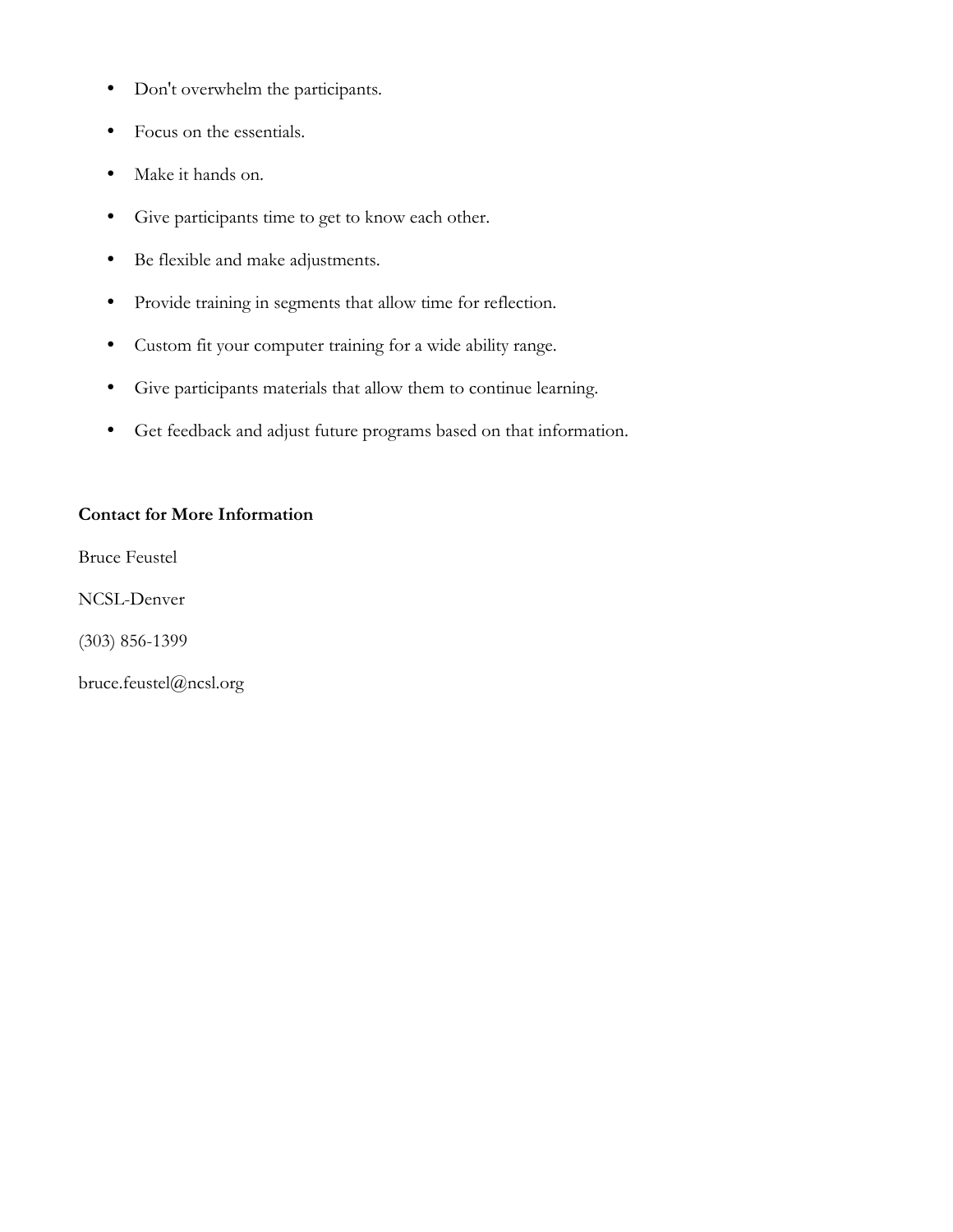- Don't overwhelm the participants.
- Focus on the essentials.
- Make it hands on.
- Give participants time to get to know each other.
- Be flexible and make adjustments.
- Provide training in segments that allow time for reflection.
- Custom fit your computer training for a wide ability range.
- Give participants materials that allow them to continue learning.
- Get feedback and adjust future programs based on that information.

**Contact for More Information**

Bruce Feustel

NCSL-Denver

(303) 856-1399

bruce.feustel@ncsl.org